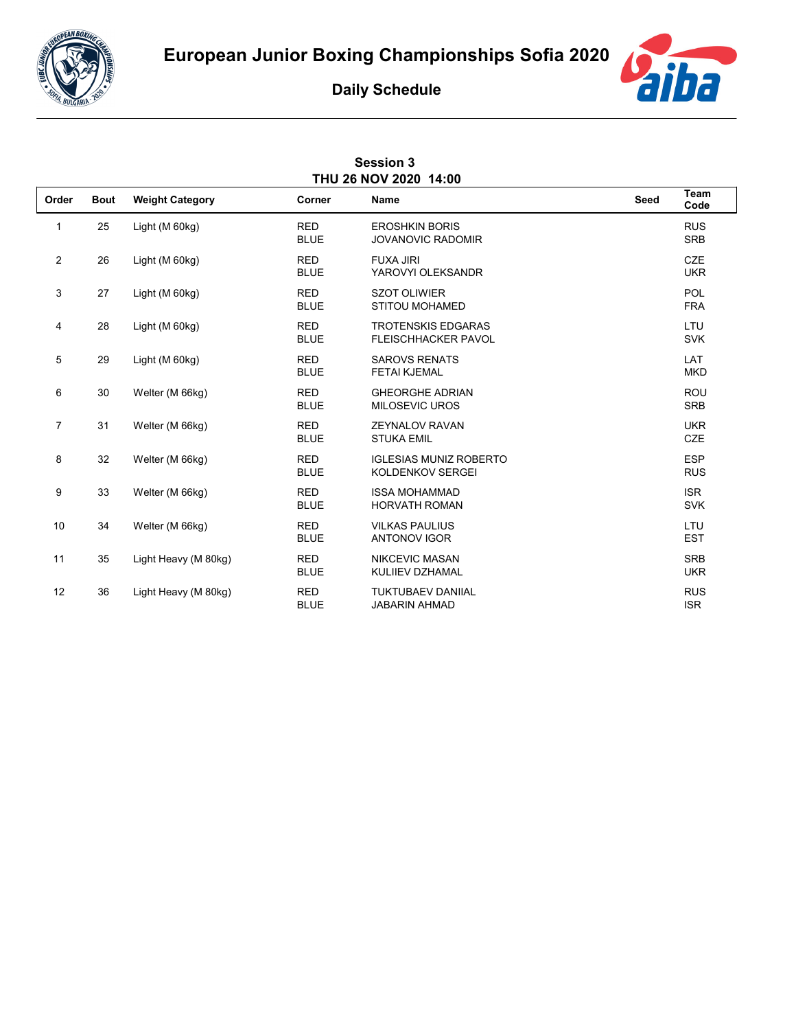# European Junior Boxing Championships Sofia 2020

## Daily Schedule

### Session 3
### THU 26 NOV 2020 14:00

| Order | Bout | Weight Category | Corner | Name | Seed | Team Code |
|---|---|---|---|---|---|---|
| 1 | 25 | Light (M 60kg) | RED | EROSHKIN BORIS | | RUS |
| | | | BLUE | JOVANOVIC RADOMIR | | SRB |
| 2 | 26 | Light (M 60kg) | RED | FUXA JIRI | | CZE |
| | | | BLUE | YAROVYI OLEKSANDR | | UKR |
| 3 | 27 | Light (M 60kg) | RED | SZOT OLIWIER | | POL |
| | | | BLUE | STITOU MOHAMED | | FRA |
| 4 | 28 | Light (M 60kg) | RED | TROTENSKIS EDGARAS | | LTU |
| | | | BLUE | FLEISCHHACKER PAVOL | | SVK |
| 5 | 29 | Light (M 60kg) | RED | SAROVS RENATS | | LAT |
| | | | BLUE | FETAI KJEMAL | | MKD |
| 6 | 30 | Welter (M 66kg) | RED | GHEORGHE ADRIAN | | ROU |
| | | | BLUE | MILOSEVIC UROS | | SRB |
| 7 | 31 | Welter (M 66kg) | RED | ZEYNALOV RAVAN | | UKR |
| | | | BLUE | STUKA EMIL | | CZE |
| 8 | 32 | Welter (M 66kg) | RED | IGLESIAS MUNIZ ROBERTO | | ESP |
| | | | BLUE | KOLDENKOV SERGEI | | RUS |
| 9 | 33 | Welter (M 66kg) | RED | ISSA MOHAMMAD | | ISR |
| | | | BLUE | HORVATH ROMAN | | SVK |
| 10 | 34 | Welter (M 66kg) | RED | VILKAS PAULIUS | | LTU |
| | | | BLUE | ANTONOV IGOR | | EST |
| 11 | 35 | Light Heavy (M 80kg) | RED | NIKCEVIC MASAN | | SRB |
| | | | BLUE | KULIIEV DZHAMAL | | UKR |
| 12 | 36 | Light Heavy (M 80kg) | RED | TUKTUBAEV DANIIAL | | RUS |
| | | | BLUE | JABARIN AHMAD | | ISR |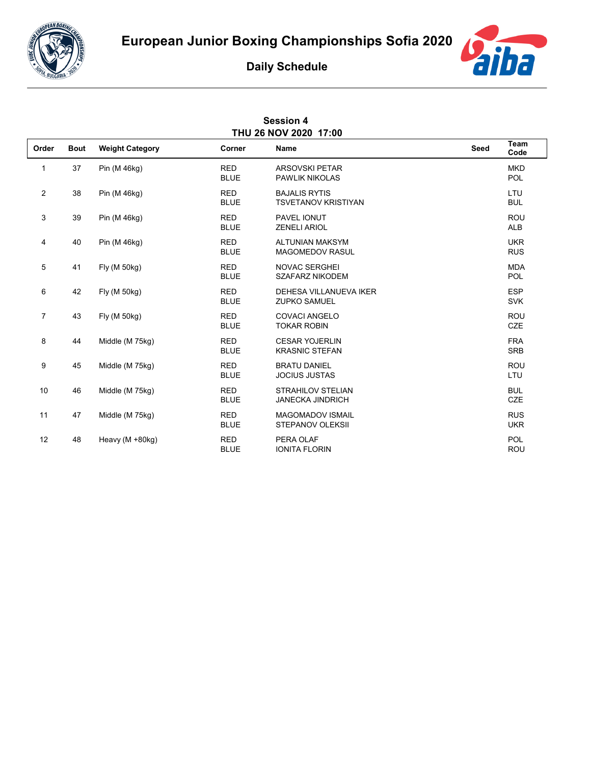# European Junior Boxing Championships Sofia 2020

## Daily Schedule

**Session 4**
**THU 26 NOV 2020 17:00**

| Order | Bout | Weight Category | Corner | Name | Seed | Team Code |
|---|---|---|---|---|---|---|
| 1 | 37 | Pin (M 46kg) | RED | ARSOVSKI PETAR | | MKD |
| | | | BLUE | PAWLIK NIKOLAS | | POL |
| 2 | 38 | Pin (M 46kg) | RED | BAJALIS RYTIS | | LTU |
| | | | BLUE | TSVETANOV KRISTIYAN | | BUL |
| 3 | 39 | Pin (M 46kg) | RED | PAVEL IONUT | | ROU |
| | | | BLUE | ZENELI ARIOL | | ALB |
| 4 | 40 | Pin (M 46kg) | RED | ALTUNIAN MAKSYM | | UKR |
| | | | BLUE | MAGOMEDOV RASUL | | RUS |
| 5 | 41 | Fly (M 50kg) | RED | NOVAC SERGHEI | | MDA |
| | | | BLUE | SZAFARZ NIKODEM | | POL |
| 6 | 42 | Fly (M 50kg) | RED | DEHESA VILLANUEVA IKER | | ESP |
| | | | BLUE | ZUPKO SAMUEL | | SVK |
| 7 | 43 | Fly (M 50kg) | RED | COVACI ANGELO | | ROU |
| | | | BLUE | TOKAR ROBIN | | CZE |
| 8 | 44 | Middle (M 75kg) | RED | CESAR YOJERLIN | | FRA |
| | | | BLUE | KRASNIC STEFAN | | SRB |
| 9 | 45 | Middle (M 75kg) | RED | BRATU DANIEL | | ROU |
| | | | BLUE | JOCIUS JUSTAS | | LTU |
| 10 | 46 | Middle (M 75kg) | RED | STRAHILOV STELIAN | | BUL |
| | | | BLUE | JANECKA JINDRICH | | CZE |
| 11 | 47 | Middle (M 75kg) | RED | MAGOMADOV ISMAIL | | RUS |
| | | | BLUE | STEPANOV OLEKSII | | UKR |
| 12 | 48 | Heavy (M +80kg) | RED | PERA OLAF | | POL |
| | | | BLUE | IONITA FLORIN | | ROU |